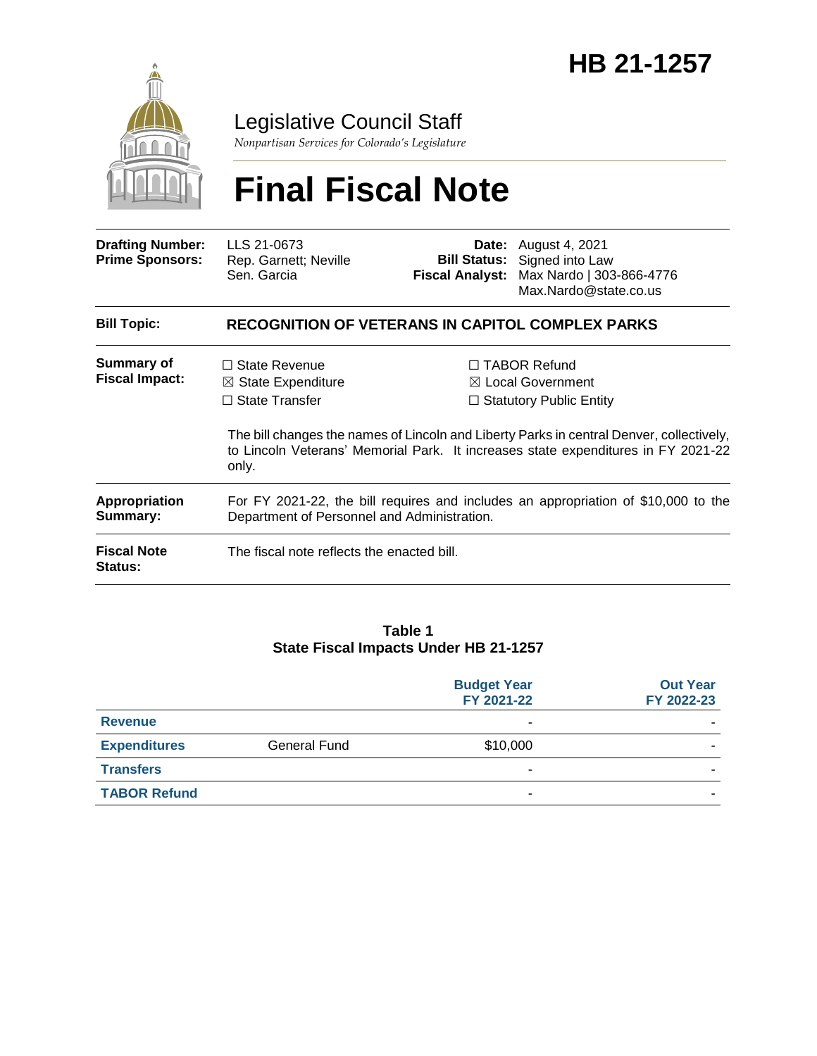# HB 21-1257

Legislative Council Staff

*Nonpartisan Services for Colorado's Legislature*

# Final Fiscal Note

| | | | |
|---|---|---|---|
| **Drafting Number:** | LLS 21-0673 | **Date:** | August 4, 2021 |
| **Prime Sponsors:** | Rep. Garnett; Neville<br>Sen. Garcia | **Bill Status:** | Signed into Law |
| | | **Fiscal Analyst:** | Max Nardo \| 303-866-4776<br>Max.Nardo@state.co.us |

| | |
|---|---|
| **Bill Topic:** | **RECOGNITION OF VETERANS IN CAPITOL COMPLEX PARKS** |
| **Summary of Fiscal Impact:** | ☐ State Revenue ☒ State Expenditure ☐ State Transfer ☐ TABOR Refund ☒ Local Government ☐ Statutory Public Entity<br><br>The bill changes the names of Lincoln and Liberty Parks in central Denver, collectively, to Lincoln Veterans' Memorial Park. It increases state expenditures in FY 2021-22 only. |
| **Appropriation Summary:** | For FY 2021-22, the bill requires and includes an appropriation of $10,000 to the Department of Personnel and Administration. |
| **Fiscal Note Status:** | The fiscal note reflects the enacted bill. |

**Table 1**
**State Fiscal Impacts Under HB 21-1257**

| | | Budget Year FY 2021-22 | Out Year FY 2022-23 |
|---|---|---|---|
| **Revenue** | | - | - |
| **Expenditures** | General Fund | $10,000 | - |
| **Transfers** | | - | - |
| **TABOR Refund** | | - | - |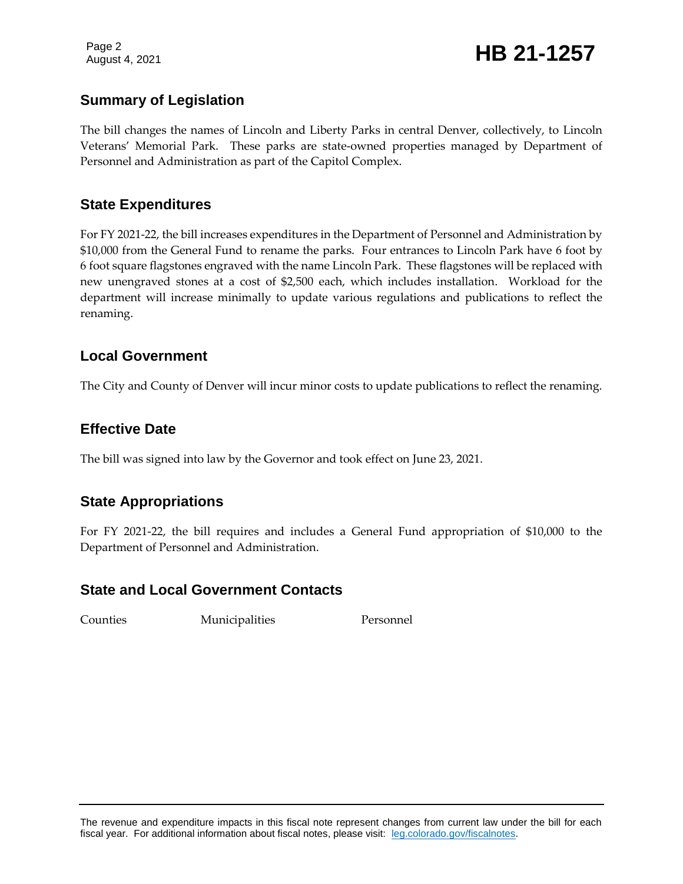## Summary of Legislation

The bill changes the names of Lincoln and Liberty Parks in central Denver, collectively, to Lincoln Veterans' Memorial Park. These parks are state-owned properties managed by Department of Personnel and Administration as part of the Capitol Complex.

## State Expenditures

For FY 2021-22, the bill increases expenditures in the Department of Personnel and Administration by $10,000 from the General Fund to rename the parks. Four entrances to Lincoln Park have 6 foot by 6 foot square flagstones engraved with the name Lincoln Park. These flagstones will be replaced with new unengraved stones at a cost of $2,500 each, which includes installation. Workload for the department will increase minimally to update various regulations and publications to reflect the renaming.

## Local Government

The City and County of Denver will incur minor costs to update publications to reflect the renaming.

## Effective Date

The bill was signed into law by the Governor and took effect on June 23, 2021.

## State Appropriations

For FY 2021-22, the bill requires and includes a General Fund appropriation of $10,000 to the Department of Personnel and Administration.

## State and Local Government Contacts

Counties Municipalities Personnel

The revenue and expenditure impacts in this fiscal note represent changes from current law under the bill for each fiscal year. For additional information about fiscal notes, please visit: leg.colorado.gov/fiscalnotes.